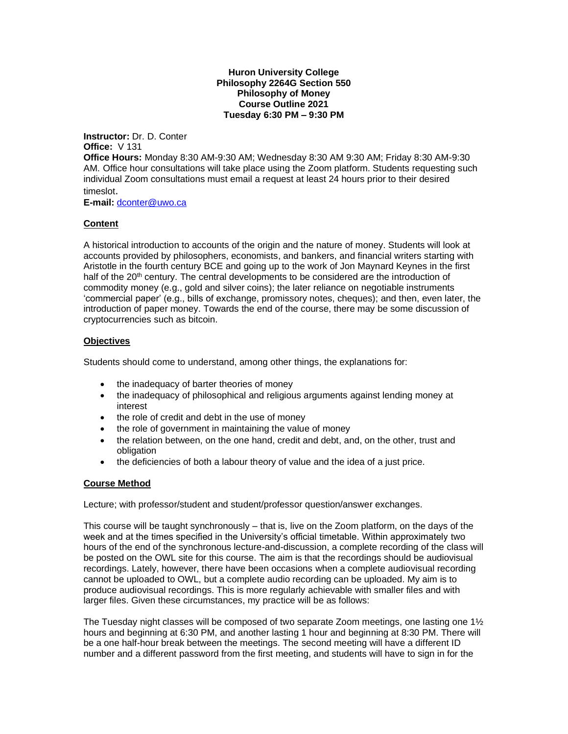**Huron University College**
**Philosophy 2264G Section 550**
**Philosophy of Money**
**Course Outline 2021**
**Tuesday 6:30 PM – 9:30 PM**

**Instructor:** Dr. D. Conter
**Office:** V 131
**Office Hours:** Monday 8:30 AM-9:30 AM; Wednesday 8:30 AM 9:30 AM; Friday 8:30 AM-9:30 AM. Office hour consultations will take place using the Zoom platform. Students requesting such individual Zoom consultations must email a request at least 24 hours prior to their desired timeslot.
**E-mail:** dconter@uwo.ca

## Content

A historical introduction to accounts of the origin and the nature of money. Students will look at accounts provided by philosophers, economists, and bankers, and financial writers starting with Aristotle in the fourth century BCE and going up to the work of Jon Maynard Keynes in the first half of the 20th century. The central developments to be considered are the introduction of commodity money (e.g., gold and silver coins); the later reliance on negotiable instruments 'commercial paper' (e.g., bills of exchange, promissory notes, cheques); and then, even later, the introduction of paper money. Towards the end of the course, there may be some discussion of cryptocurrencies such as bitcoin.

## Objectives

Students should come to understand, among other things, the explanations for:

- the inadequacy of barter theories of money
- the inadequacy of philosophical and religious arguments against lending money at interest
- the role of credit and debt in the use of money
- the role of government in maintaining the value of money
- the relation between, on the one hand, credit and debt, and, on the other, trust and obligation
- the deficiencies of both a labour theory of value and the idea of a just price.

## Course Method

Lecture; with professor/student and student/professor question/answer exchanges.

This course will be taught synchronously – that is, live on the Zoom platform, on the days of the week and at the times specified in the University's official timetable. Within approximately two hours of the end of the synchronous lecture-and-discussion, a complete recording of the class will be posted on the OWL site for this course. The aim is that the recordings should be audiovisual recordings. Lately, however, there have been occasions when a complete audiovisual recording cannot be uploaded to OWL, but a complete audio recording can be uploaded. My aim is to produce audiovisual recordings. This is more regularly achievable with smaller files and with larger files. Given these circumstances, my practice will be as follows:

The Tuesday night classes will be composed of two separate Zoom meetings, one lasting one 1½ hours and beginning at 6:30 PM, and another lasting 1 hour and beginning at 8:30 PM. There will be a one half-hour break between the meetings. The second meeting will have a different ID number and a different password from the first meeting, and students will have to sign in for the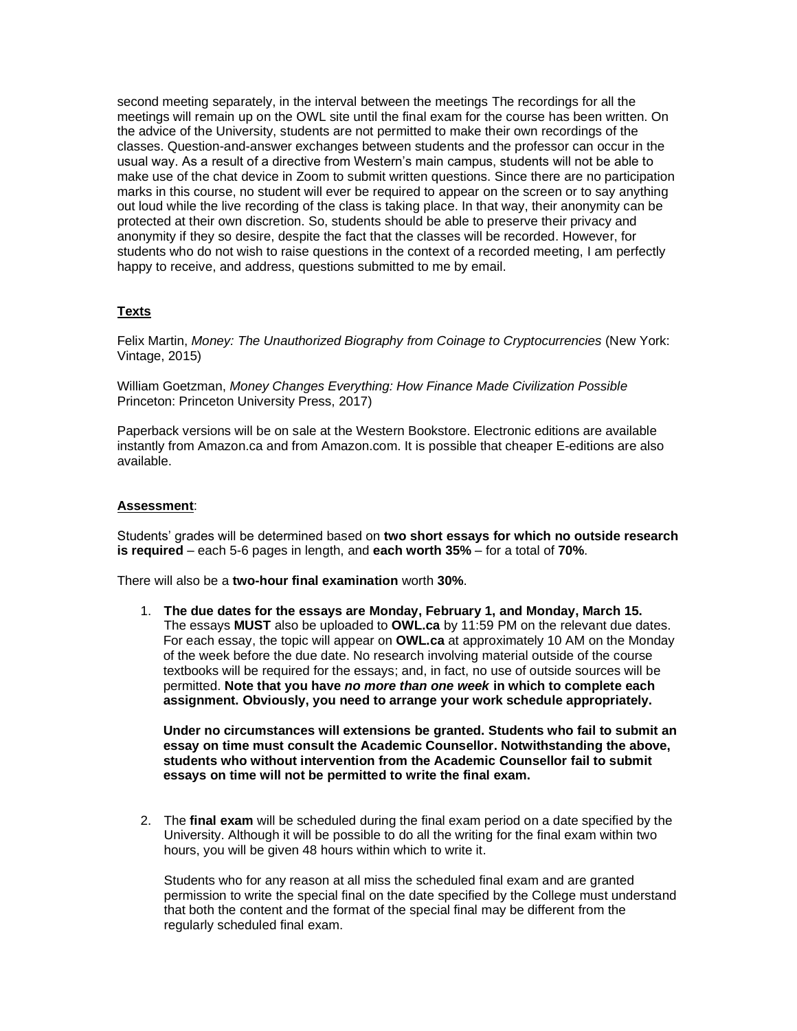second meeting separately, in the interval between the meetings The recordings for all the meetings will remain up on the OWL site until the final exam for the course has been written. On the advice of the University, students are not permitted to make their own recordings of the classes. Question-and-answer exchanges between students and the professor can occur in the usual way. As a result of a directive from Western's main campus, students will not be able to make use of the chat device in Zoom to submit written questions. Since there are no participation marks in this course, no student will ever be required to appear on the screen or to say anything out loud while the live recording of the class is taking place. In that way, their anonymity can be protected at their own discretion. So, students should be able to preserve their privacy and anonymity if they so desire, despite the fact that the classes will be recorded. However, for students who do not wish to raise questions in the context of a recorded meeting, I am perfectly happy to receive, and address, questions submitted to me by email.

## Texts

Felix Martin, *Money: The Unauthorized Biography from Coinage to Cryptocurrencies* (New York: Vintage, 2015)

William Goetzman, *Money Changes Everything: How Finance Made Civilization Possible* Princeton: Princeton University Press, 2017)

Paperback versions will be on sale at the Western Bookstore. Electronic editions are available instantly from Amazon.ca and from Amazon.com. It is possible that cheaper E-editions are also available.

## Assessment:

Students' grades will be determined based on **two short essays for which no outside research is required** – each 5-6 pages in length, and **each worth 35%** – for a total of **70%**.

There will also be a **two-hour final examination** worth **30%**.

1. **The due dates for the essays are Monday, February 1, and Monday, March 15.** The essays **MUST** also be uploaded to **OWL.ca** by 11:59 PM on the relevant due dates. For each essay, the topic will appear on **OWL.ca** at approximately 10 AM on the Monday of the week before the due date. No research involving material outside of the course textbooks will be required for the essays; and, in fact, no use of outside sources will be permitted. **Note that you have *no more than one week* in which to complete each assignment. Obviously, you need to arrange your work schedule appropriately.**

   **Under no circumstances will extensions be granted. Students who fail to submit an essay on time must consult the Academic Counsellor. Notwithstanding the above, students who without intervention from the Academic Counsellor fail to submit essays on time will not be permitted to write the final exam.**

2. The **final exam** will be scheduled during the final exam period on a date specified by the University. Although it will be possible to do all the writing for the final exam within two hours, you will be given 48 hours within which to write it.

   Students who for any reason at all miss the scheduled final exam and are granted permission to write the special final on the date specified by the College must understand that both the content and the format of the special final may be different from the regularly scheduled final exam.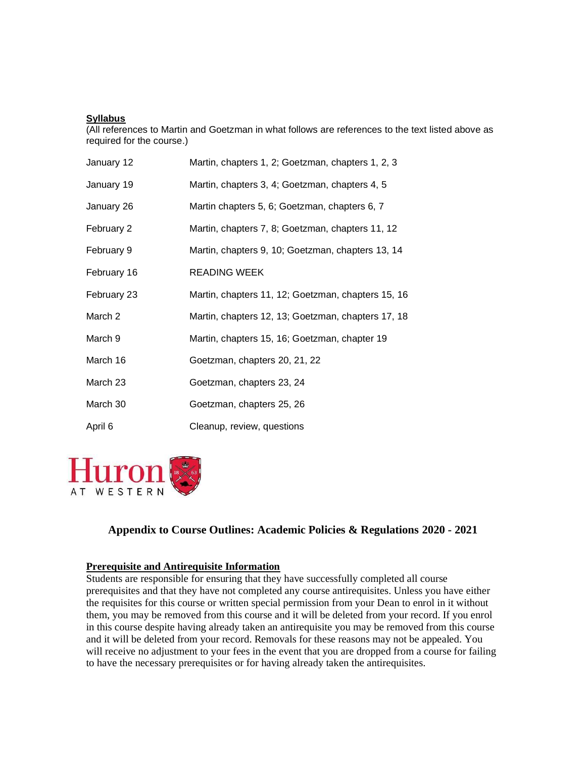**Syllabus**

(All references to Martin and Goetzman in what follows are references to the text listed above as required for the course.)

| | |
|---|---|
| January 12 | Martin, chapters 1, 2; Goetzman, chapters 1, 2, 3 |
| January 19 | Martin, chapters 3, 4; Goetzman, chapters 4, 5 |
| January 26 | Martin chapters 5, 6; Goetzman, chapters 6, 7 |
| February 2 | Martin, chapters 7, 8; Goetzman, chapters 11, 12 |
| February 9 | Martin, chapters 9, 10; Goetzman, chapters 13, 14 |
| February 16 | READING WEEK |
| February 23 | Martin, chapters 11, 12; Goetzman, chapters 15, 16 |
| March 2 | Martin, chapters 12, 13; Goetzman, chapters 17, 18 |
| March 9 | Martin, chapters 15, 16; Goetzman, chapter 19 |
| March 16 | Goetzman, chapters 20, 21, 22 |
| March 23 | Goetzman, chapters 23, 24 |
| March 30 | Goetzman, chapters 25, 26 |
| April 6 | Cleanup, review, questions |

Huron AT WESTERN

## Appendix to Course Outlines: Academic Policies & Regulations 2020 - 2021

**Prerequisite and Antirequisite Information**

Students are responsible for ensuring that they have successfully completed all course prerequisites and that they have not completed any course antirequisites. Unless you have either the requisites for this course or written special permission from your Dean to enrol in it without them, you may be removed from this course and it will be deleted from your record. If you enrol in this course despite having already taken an antirequisite you may be removed from this course and it will be deleted from your record. Removals for these reasons may not be appealed. You will receive no adjustment to your fees in the event that you are dropped from a course for failing to have the necessary prerequisites or for having already taken the antirequisites.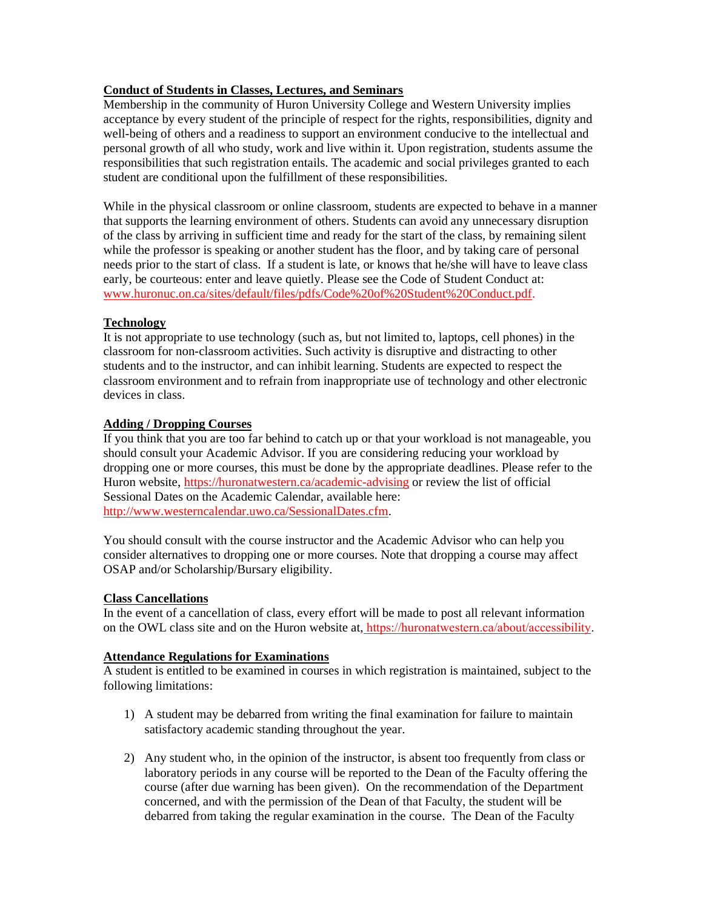**Conduct of Students in Classes, Lectures, and Seminars**

Membership in the community of Huron University College and Western University implies acceptance by every student of the principle of respect for the rights, responsibilities, dignity and well-being of others and a readiness to support an environment conducive to the intellectual and personal growth of all who study, work and live within it. Upon registration, students assume the responsibilities that such registration entails. The academic and social privileges granted to each student are conditional upon the fulfillment of these responsibilities.

While in the physical classroom or online classroom, students are expected to behave in a manner that supports the learning environment of others. Students can avoid any unnecessary disruption of the class by arriving in sufficient time and ready for the start of the class, by remaining silent while the professor is speaking or another student has the floor, and by taking care of personal needs prior to the start of class. If a student is late, or knows that he/she will have to leave class early, be courteous: enter and leave quietly. Please see the Code of Student Conduct at: www.huronuc.on.ca/sites/default/files/pdfs/Code%20of%20Student%20Conduct.pdf.

**Technology**

It is not appropriate to use technology (such as, but not limited to, laptops, cell phones) in the classroom for non-classroom activities. Such activity is disruptive and distracting to other students and to the instructor, and can inhibit learning. Students are expected to respect the classroom environment and to refrain from inappropriate use of technology and other electronic devices in class.

**Adding / Dropping Courses**

If you think that you are too far behind to catch up or that your workload is not manageable, you should consult your Academic Advisor. If you are considering reducing your workload by dropping one or more courses, this must be done by the appropriate deadlines. Please refer to the Huron website, https://huronatwestern.ca/academic-advising or review the list of official Sessional Dates on the Academic Calendar, available here: http://www.westerncalendar.uwo.ca/SessionalDates.cfm.

You should consult with the course instructor and the Academic Advisor who can help you consider alternatives to dropping one or more courses. Note that dropping a course may affect OSAP and/or Scholarship/Bursary eligibility.

**Class Cancellations**

In the event of a cancellation of class, every effort will be made to post all relevant information on the OWL class site and on the Huron website at, https://huronatwestern.ca/about/accessibility.

**Attendance Regulations for Examinations**

A student is entitled to be examined in courses in which registration is maintained, subject to the following limitations:

1) A student may be debarred from writing the final examination for failure to maintain satisfactory academic standing throughout the year.

2) Any student who, in the opinion of the instructor, is absent too frequently from class or laboratory periods in any course will be reported to the Dean of the Faculty offering the course (after due warning has been given). On the recommendation of the Department concerned, and with the permission of the Dean of that Faculty, the student will be debarred from taking the regular examination in the course. The Dean of the Faculty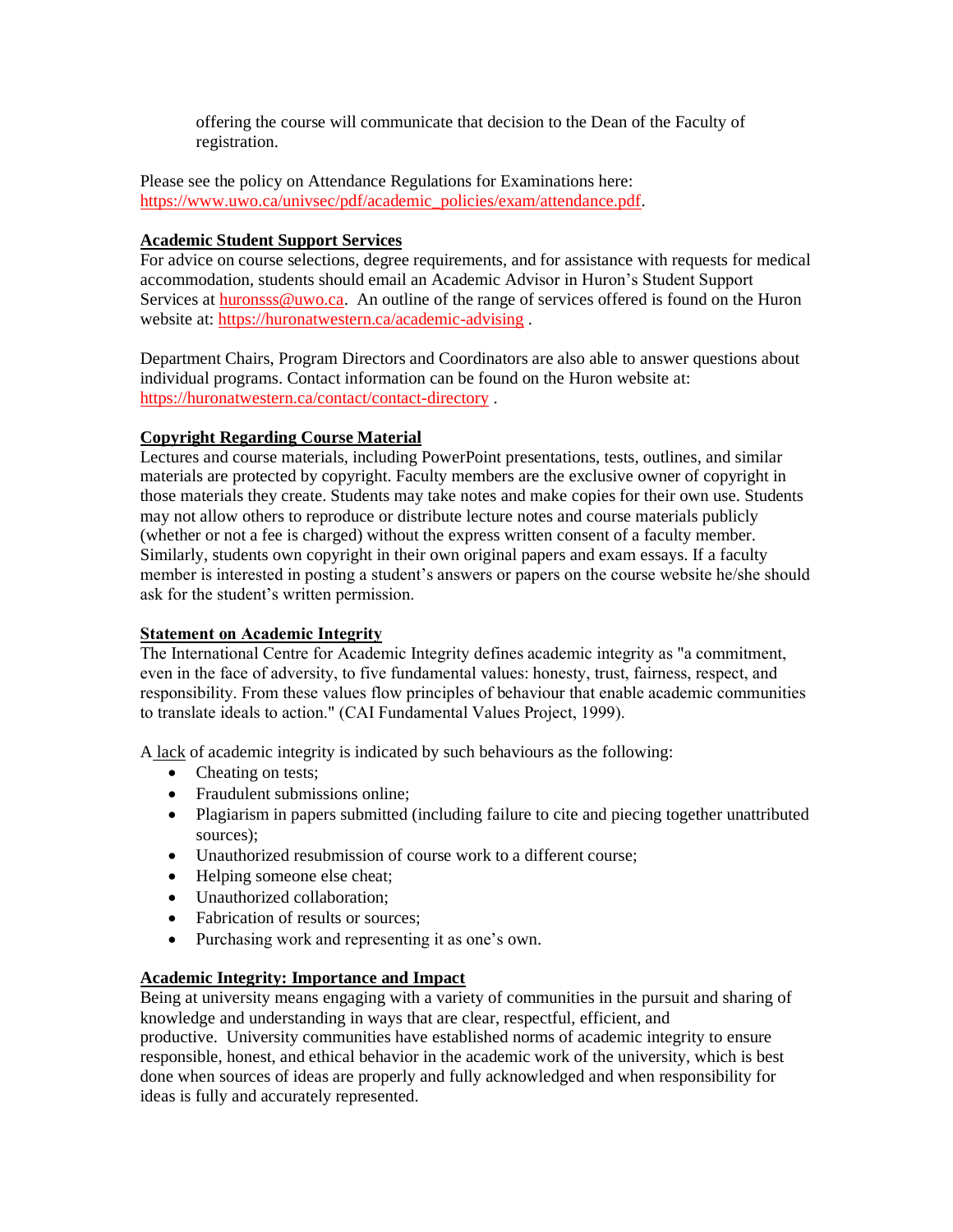offering the course will communicate that decision to the Dean of the Faculty of registration.

Please see the policy on Attendance Regulations for Examinations here: https://www.uwo.ca/univsec/pdf/academic_policies/exam/attendance.pdf.

**Academic Student Support Services**

For advice on course selections, degree requirements, and for assistance with requests for medical accommodation, students should email an Academic Advisor in Huron's Student Support Services at huronsss@uwo.ca. An outline of the range of services offered is found on the Huron website at: https://huronatwestern.ca/academic-advising .

Department Chairs, Program Directors and Coordinators are also able to answer questions about individual programs. Contact information can be found on the Huron website at: https://huronatwestern.ca/contact/contact-directory .

**Copyright Regarding Course Material**

Lectures and course materials, including PowerPoint presentations, tests, outlines, and similar materials are protected by copyright. Faculty members are the exclusive owner of copyright in those materials they create. Students may take notes and make copies for their own use. Students may not allow others to reproduce or distribute lecture notes and course materials publicly (whether or not a fee is charged) without the express written consent of a faculty member. Similarly, students own copyright in their own original papers and exam essays. If a faculty member is interested in posting a student's answers or papers on the course website he/she should ask for the student's written permission.

**Statement on Academic Integrity**

The International Centre for Academic Integrity defines academic integrity as "a commitment, even in the face of adversity, to five fundamental values: honesty, trust, fairness, respect, and responsibility. From these values flow principles of behaviour that enable academic communities to translate ideals to action." (CAI Fundamental Values Project, 1999).

A lack of academic integrity is indicated by such behaviours as the following:

- Cheating on tests;
- Fraudulent submissions online;
- Plagiarism in papers submitted (including failure to cite and piecing together unattributed sources);
- Unauthorized resubmission of course work to a different course;
- Helping someone else cheat;
- Unauthorized collaboration;
- Fabrication of results or sources;
- Purchasing work and representing it as one's own.

**Academic Integrity: Importance and Impact**

Being at university means engaging with a variety of communities in the pursuit and sharing of knowledge and understanding in ways that are clear, respectful, efficient, and productive. University communities have established norms of academic integrity to ensure responsible, honest, and ethical behavior in the academic work of the university, which is best done when sources of ideas are properly and fully acknowledged and when responsibility for ideas is fully and accurately represented.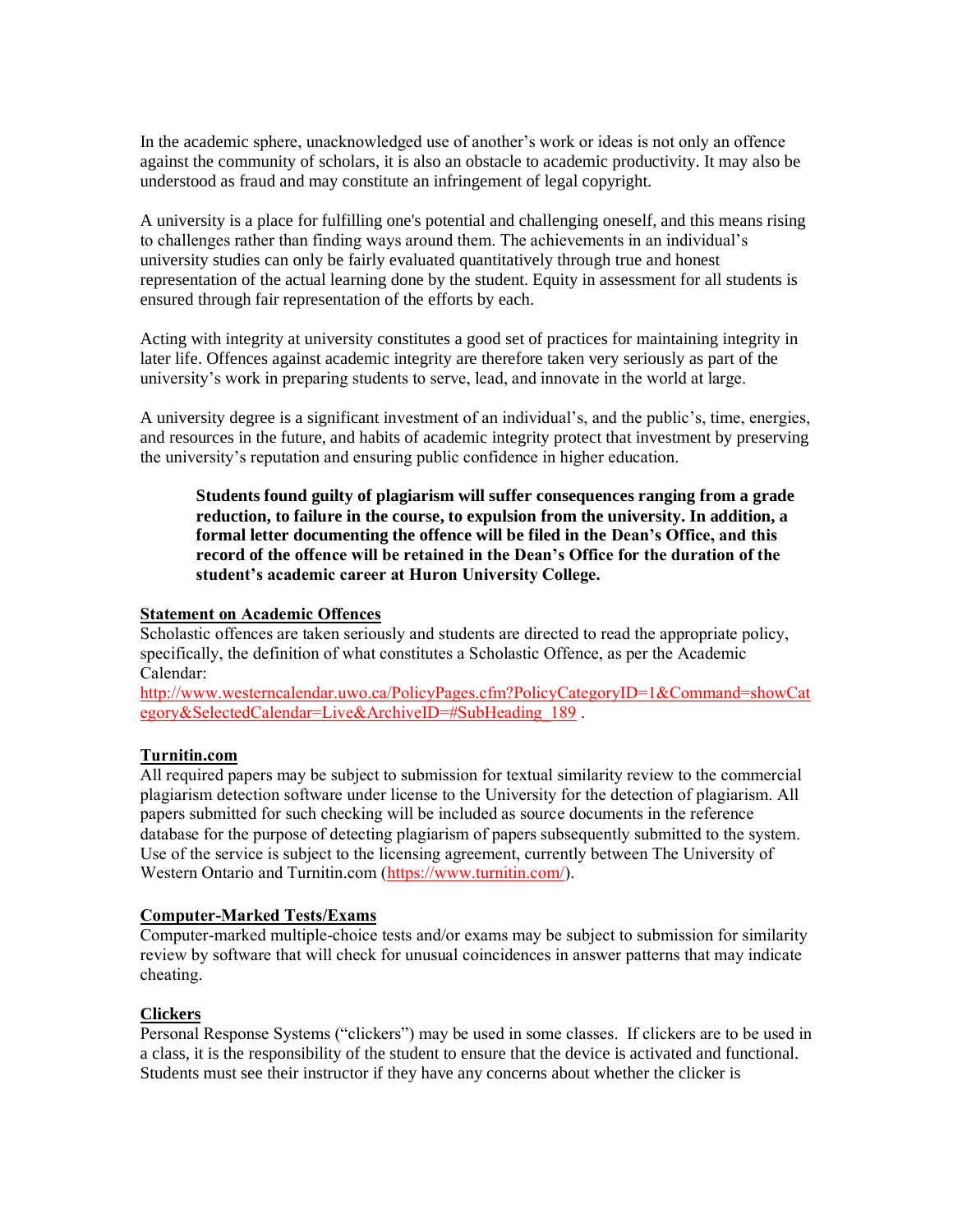In the academic sphere, unacknowledged use of another's work or ideas is not only an offence against the community of scholars, it is also an obstacle to academic productivity. It may also be understood as fraud and may constitute an infringement of legal copyright.

A university is a place for fulfilling one's potential and challenging oneself, and this means rising to challenges rather than finding ways around them. The achievements in an individual's university studies can only be fairly evaluated quantitatively through true and honest representation of the actual learning done by the student. Equity in assessment for all students is ensured through fair representation of the efforts by each.

Acting with integrity at university constitutes a good set of practices for maintaining integrity in later life. Offences against academic integrity are therefore taken very seriously as part of the university's work in preparing students to serve, lead, and innovate in the world at large.

A university degree is a significant investment of an individual's, and the public's, time, energies, and resources in the future, and habits of academic integrity protect that investment by preserving the university's reputation and ensuring public confidence in higher education.

> **Students found guilty of plagiarism will suffer consequences ranging from a grade reduction, to failure in the course, to expulsion from the university. In addition, a formal letter documenting the offence will be filed in the Dean's Office, and this record of the offence will be retained in the Dean's Office for the duration of the student's academic career at Huron University College.**

**Statement on Academic Offences**

Scholastic offences are taken seriously and students are directed to read the appropriate policy, specifically, the definition of what constitutes a Scholastic Offence, as per the Academic Calendar:
http://www.westerncalendar.uwo.ca/PolicyPages.cfm?PolicyCategoryID=1&Command=showCategory&SelectedCalendar=Live&ArchiveID=#SubHeading_189 .

**Turnitin.com**

All required papers may be subject to submission for textual similarity review to the commercial plagiarism detection software under license to the University for the detection of plagiarism. All papers submitted for such checking will be included as source documents in the reference database for the purpose of detecting plagiarism of papers subsequently submitted to the system. Use of the service is subject to the licensing agreement, currently between The University of Western Ontario and Turnitin.com (https://www.turnitin.com/).

**Computer-Marked Tests/Exams**

Computer-marked multiple-choice tests and/or exams may be subject to submission for similarity review by software that will check for unusual coincidences in answer patterns that may indicate cheating.

**Clickers**

Personal Response Systems ("clickers") may be used in some classes. If clickers are to be used in a class, it is the responsibility of the student to ensure that the device is activated and functional. Students must see their instructor if they have any concerns about whether the clicker is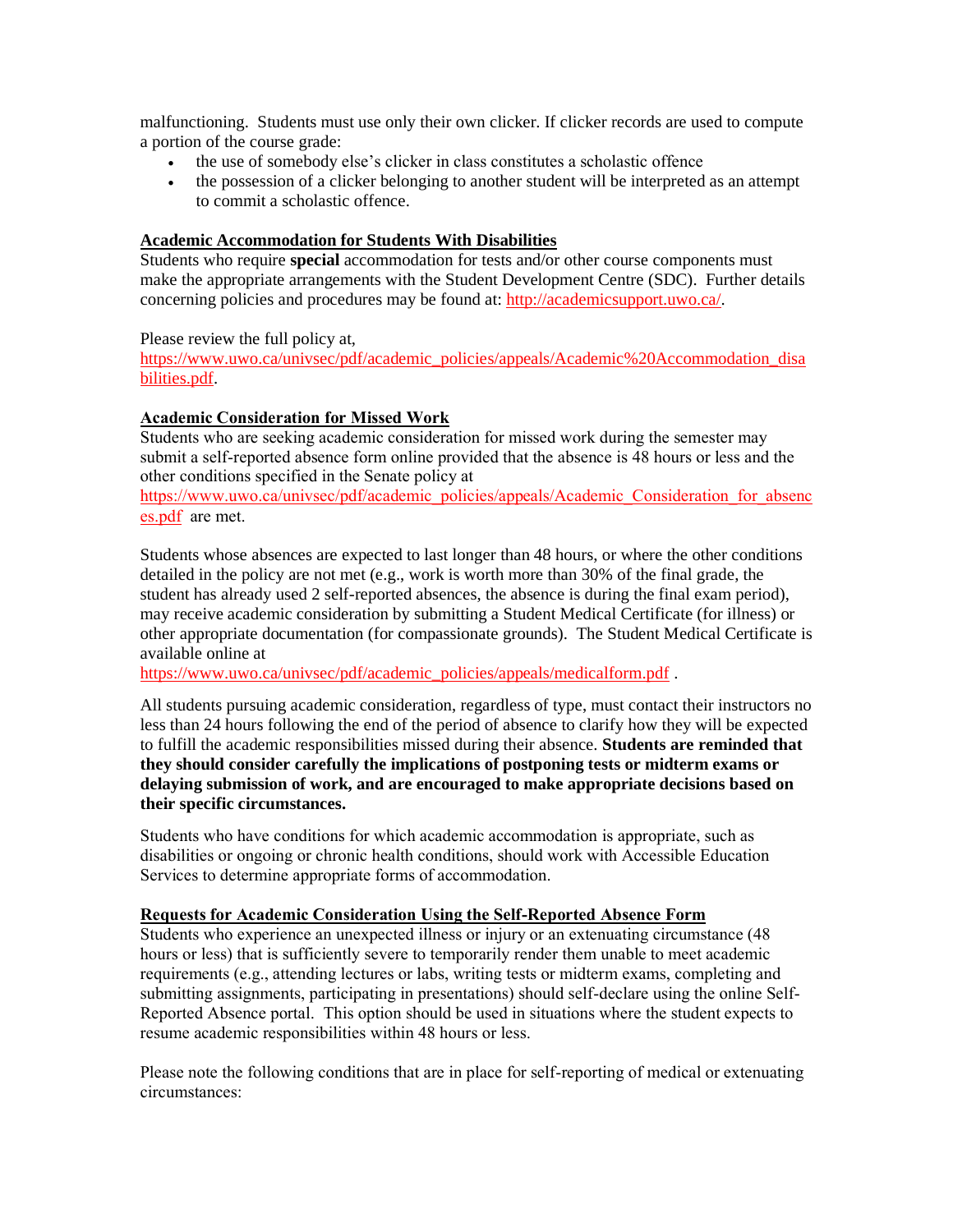malfunctioning. Students must use only their own clicker. If clicker records are used to compute a portion of the course grade:

- the use of somebody else's clicker in class constitutes a scholastic offence
- the possession of a clicker belonging to another student will be interpreted as an attempt to commit a scholastic offence.

**Academic Accommodation for Students With Disabilities**

Students who require **special** accommodation for tests and/or other course components must make the appropriate arrangements with the Student Development Centre (SDC). Further details concerning policies and procedures may be found at: http://academicsupport.uwo.ca/.

Please review the full policy at, https://www.uwo.ca/univsec/pdf/academic_policies/appeals/Academic%20Accommodation_disabilities.pdf.

**Academic Consideration for Missed Work**

Students who are seeking academic consideration for missed work during the semester may submit a self-reported absence form online provided that the absence is 48 hours or less and the other conditions specified in the Senate policy at https://www.uwo.ca/univsec/pdf/academic_policies/appeals/Academic_Consideration_for_absences.pdf are met.

Students whose absences are expected to last longer than 48 hours, or where the other conditions detailed in the policy are not met (e.g., work is worth more than 30% of the final grade, the student has already used 2 self-reported absences, the absence is during the final exam period), may receive academic consideration by submitting a Student Medical Certificate (for illness) or other appropriate documentation (for compassionate grounds). The Student Medical Certificate is available online at https://www.uwo.ca/univsec/pdf/academic_policies/appeals/medicalform.pdf .

All students pursuing academic consideration, regardless of type, must contact their instructors no less than 24 hours following the end of the period of absence to clarify how they will be expected to fulfill the academic responsibilities missed during their absence. **Students are reminded that they should consider carefully the implications of postponing tests or midterm exams or delaying submission of work, and are encouraged to make appropriate decisions based on their specific circumstances.**

Students who have conditions for which academic accommodation is appropriate, such as disabilities or ongoing or chronic health conditions, should work with Accessible Education Services to determine appropriate forms of accommodation.

**Requests for Academic Consideration Using the Self-Reported Absence Form**

Students who experience an unexpected illness or injury or an extenuating circumstance (48 hours or less) that is sufficiently severe to temporarily render them unable to meet academic requirements (e.g., attending lectures or labs, writing tests or midterm exams, completing and submitting assignments, participating in presentations) should self-declare using the online Self-Reported Absence portal. This option should be used in situations where the student expects to resume academic responsibilities within 48 hours or less.

Please note the following conditions that are in place for self-reporting of medical or extenuating circumstances: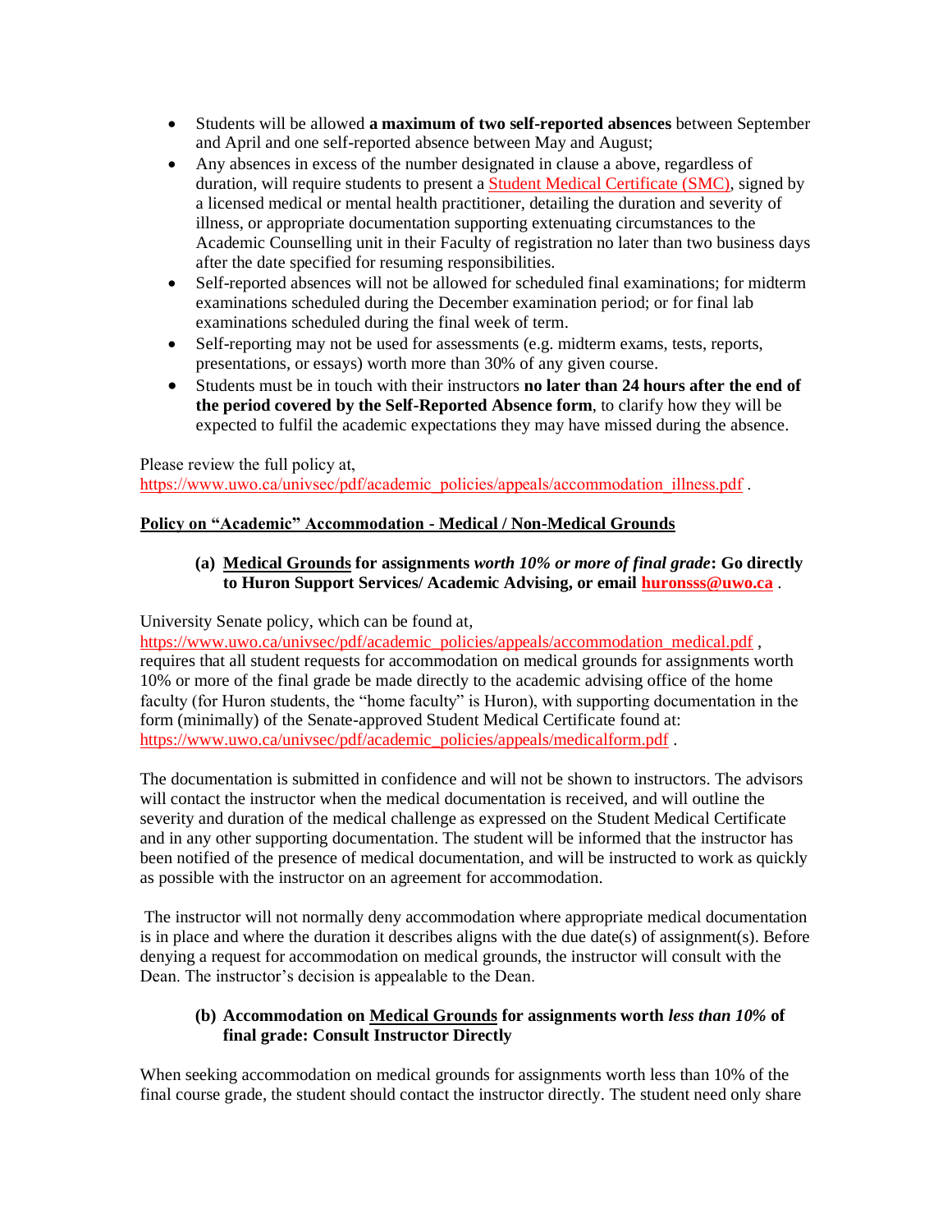- Students will be allowed **a maximum of two self-reported absences** between September and April and one self-reported absence between May and August;
- Any absences in excess of the number designated in clause a above, regardless of duration, will require students to present a Student Medical Certificate (SMC), signed by a licensed medical or mental health practitioner, detailing the duration and severity of illness, or appropriate documentation supporting extenuating circumstances to the Academic Counselling unit in their Faculty of registration no later than two business days after the date specified for resuming responsibilities.
- Self-reported absences will not be allowed for scheduled final examinations; for midterm examinations scheduled during the December examination period; or for final lab examinations scheduled during the final week of term.
- Self-reporting may not be used for assessments (e.g. midterm exams, tests, reports, presentations, or essays) worth more than 30% of any given course.
- Students must be in touch with their instructors **no later than 24 hours after the end of the period covered by the Self-Reported Absence form**, to clarify how they will be expected to fulfil the academic expectations they may have missed during the absence.

Please review the full policy at, https://www.uwo.ca/univsec/pdf/academic_policies/appeals/accommodation_illness.pdf .

**Policy on "Academic" Accommodation - Medical / Non-Medical Grounds**

**(a) Medical Grounds for assignments *worth 10% or more of final grade*: Go directly to Huron Support Services/ Academic Advising, or email huronsss@uwo.ca .**

University Senate policy, which can be found at, https://www.uwo.ca/univsec/pdf/academic_policies/appeals/accommodation_medical.pdf , requires that all student requests for accommodation on medical grounds for assignments worth 10% or more of the final grade be made directly to the academic advising office of the home faculty (for Huron students, the "home faculty" is Huron), with supporting documentation in the form (minimally) of the Senate-approved Student Medical Certificate found at: https://www.uwo.ca/univsec/pdf/academic_policies/appeals/medicalform.pdf .

The documentation is submitted in confidence and will not be shown to instructors. The advisors will contact the instructor when the medical documentation is received, and will outline the severity and duration of the medical challenge as expressed on the Student Medical Certificate and in any other supporting documentation. The student will be informed that the instructor has been notified of the presence of medical documentation, and will be instructed to work as quickly as possible with the instructor on an agreement for accommodation.

The instructor will not normally deny accommodation where appropriate medical documentation is in place and where the duration it describes aligns with the due date(s) of assignment(s). Before denying a request for accommodation on medical grounds, the instructor will consult with the Dean. The instructor's decision is appealable to the Dean.

**(b) Accommodation on Medical Grounds for assignments worth *less than 10%* of final grade: Consult Instructor Directly**

When seeking accommodation on medical grounds for assignments worth less than 10% of the final course grade, the student should contact the instructor directly. The student need only share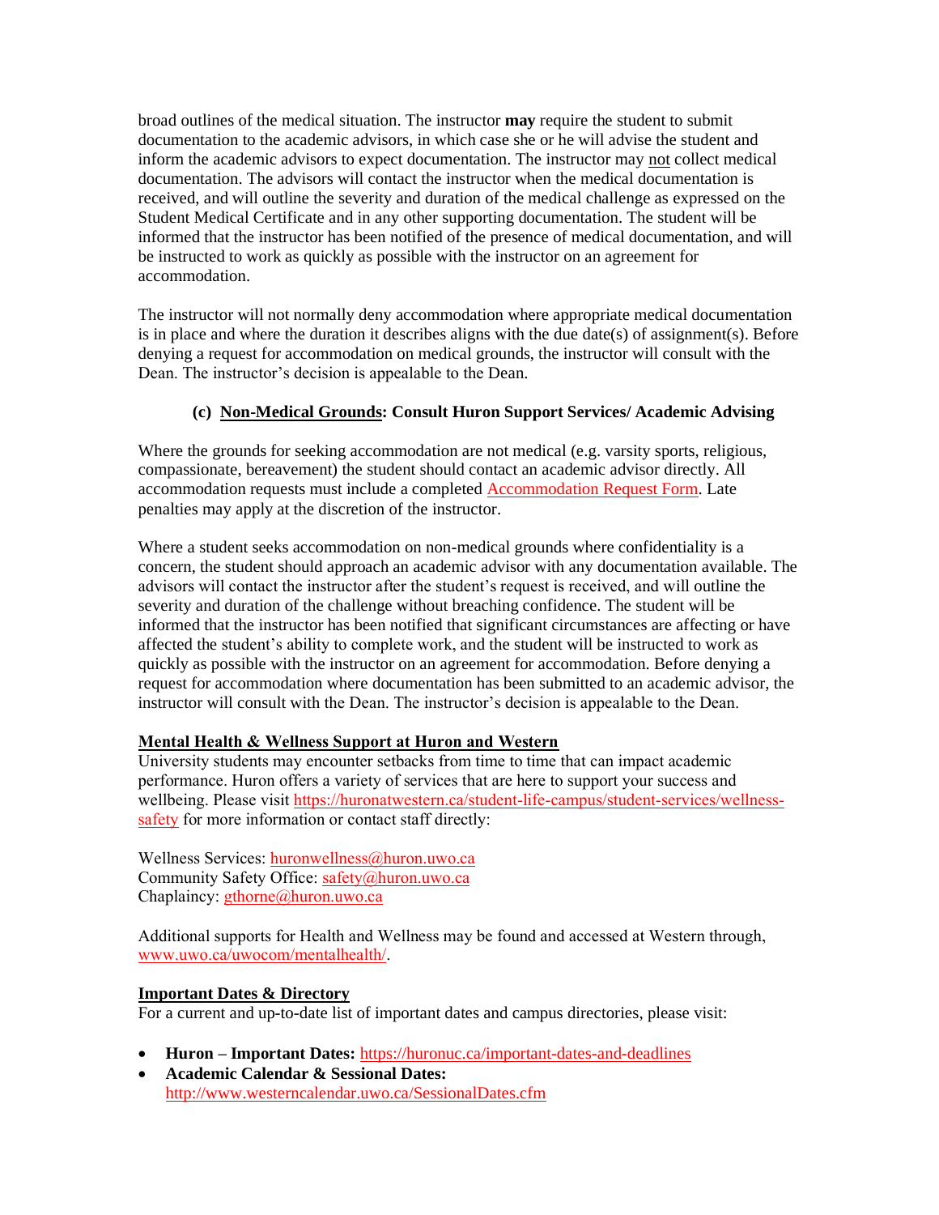broad outlines of the medical situation. The instructor **may** require the student to submit documentation to the academic advisors, in which case she or he will advise the student and inform the academic advisors to expect documentation. The instructor may not collect medical documentation. The advisors will contact the instructor when the medical documentation is received, and will outline the severity and duration of the medical challenge as expressed on the Student Medical Certificate and in any other supporting documentation. The student will be informed that the instructor has been notified of the presence of medical documentation, and will be instructed to work as quickly as possible with the instructor on an agreement for accommodation.

The instructor will not normally deny accommodation where appropriate medical documentation is in place and where the duration it describes aligns with the due date(s) of assignment(s). Before denying a request for accommodation on medical grounds, the instructor will consult with the Dean. The instructor's decision is appealable to the Dean.

**(c) Non-Medical Grounds: Consult Huron Support Services/ Academic Advising**

Where the grounds for seeking accommodation are not medical (e.g. varsity sports, religious, compassionate, bereavement) the student should contact an academic advisor directly. All accommodation requests must include a completed Accommodation Request Form. Late penalties may apply at the discretion of the instructor.

Where a student seeks accommodation on non-medical grounds where confidentiality is a concern, the student should approach an academic advisor with any documentation available. The advisors will contact the instructor after the student's request is received, and will outline the severity and duration of the challenge without breaching confidence. The student will be informed that the instructor has been notified that significant circumstances are affecting or have affected the student's ability to complete work, and the student will be instructed to work as quickly as possible with the instructor on an agreement for accommodation. Before denying a request for accommodation where documentation has been submitted to an academic advisor, the instructor will consult with the Dean. The instructor's decision is appealable to the Dean.

**Mental Health & Wellness Support at Huron and Western**

University students may encounter setbacks from time to time that can impact academic performance. Huron offers a variety of services that are here to support your success and wellbeing. Please visit https://huronatwestern.ca/student-life-campus/student-services/wellness-safety for more information or contact staff directly:

Wellness Services: huronwellness@huron.uwo.ca
Community Safety Office: safety@huron.uwo.ca
Chaplaincy: gthorne@huron.uwo.ca

Additional supports for Health and Wellness may be found and accessed at Western through, www.uwo.ca/uwocom/mentalhealth/.

**Important Dates & Directory**

For a current and up-to-date list of important dates and campus directories, please visit:

- **Huron – Important Dates:** https://huronuc.ca/important-dates-and-deadlines
- **Academic Calendar & Sessional Dates:** http://www.westerncalendar.uwo.ca/SessionalDates.cfm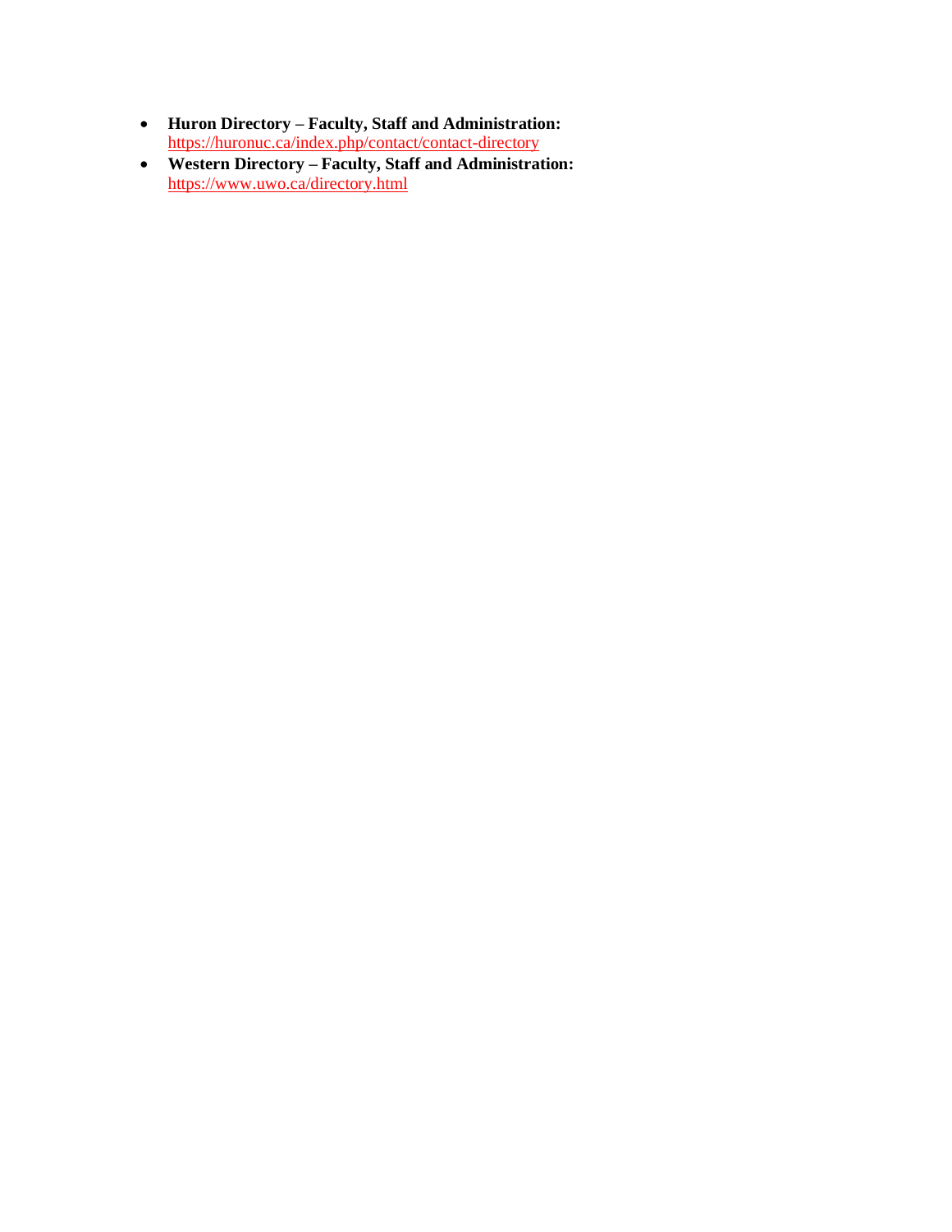- **Huron Directory – Faculty, Staff and Administration:** https://huronuc.ca/index.php/contact/contact-directory
- **Western Directory – Faculty, Staff and Administration:** https://www.uwo.ca/directory.html